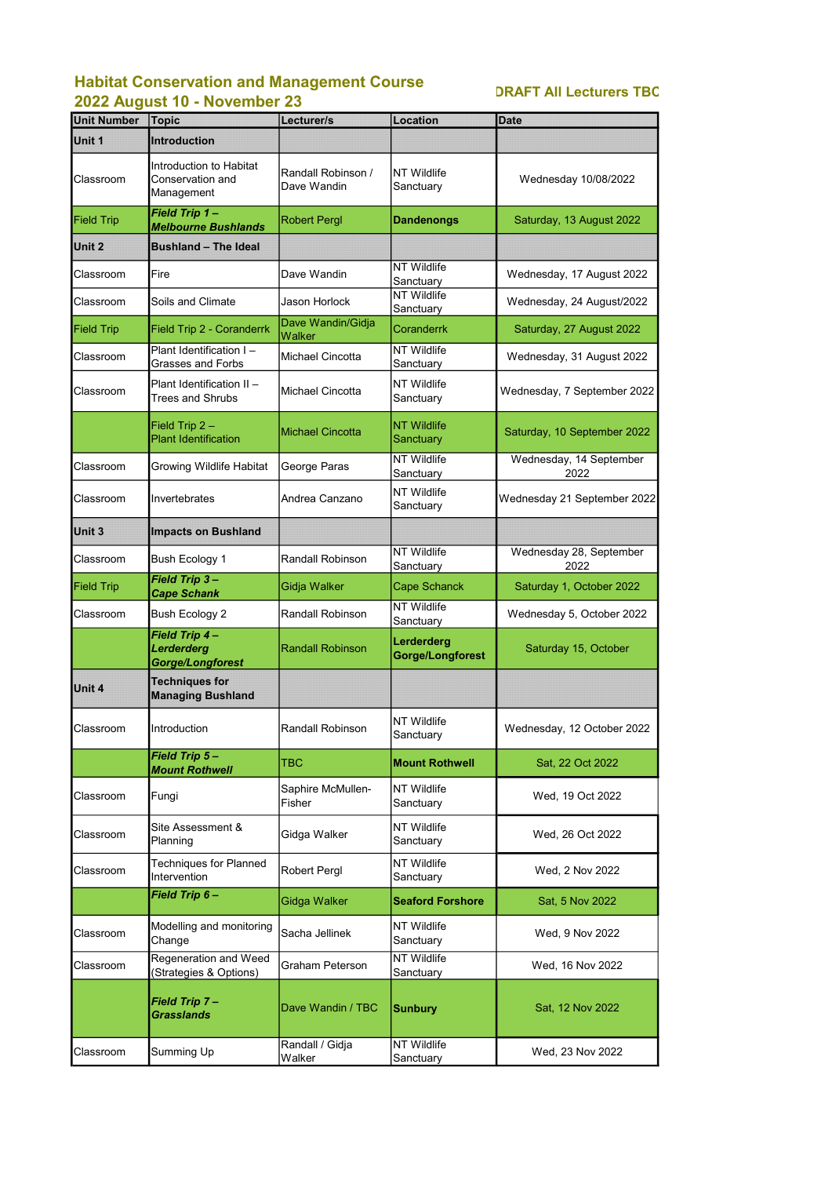# Habitat Conservation and Management Course
## 2022 August 10 - November 23

**DRAFT All Lecturers TBC**

| Unit Number | Topic | Lecturer/s | Location | Date |
|---|---|---|---|---|
| **Unit 1** | **Introduction** | | | |
| Classroom | Introduction to Habitat Conservation and Management | Randall Robinson / Dave Wandin | NT Wildlife Sanctuary | Wednesday 10/08/2022 |
| Field Trip | ***Field Trip 1 – Melbourne Bushlands*** | Robert Pergl | **Dandenongs** | Saturday, 13 August 2022 |
| **Unit 2** | **Bushland – The Ideal** | | | |
| Classroom | Fire | Dave Wandin | NT Wildlife Sanctuary | Wednesday, 17 August 2022 |
| Classroom | Soils and Climate | Jason Horlock | NT Wildlife Sanctuary | Wednesday, 24 August/2022 |
| Field Trip | Field Trip 2 - Coranderrk | Dave Wandin/Gidja Walker | Coranderrk | Saturday, 27 August 2022 |
| Classroom | Plant Identification I – Grasses and Forbs | Michael Cincotta | NT Wildlife Sanctuary | Wednesday, 31 August 2022 |
| Classroom | Plant Identification II – Trees and Shrubs | Michael Cincotta | NT Wildlife Sanctuary | Wednesday, 7 September 2022 |
| | Field Trip 2 – Plant Identification | Michael Cincotta | NT Wildlife Sanctuary | Saturday, 10 September 2022 |
| Classroom | Growing Wildlife Habitat | George Paras | NT Wildlife Sanctuary | Wednesday, 14 September 2022 |
| Classroom | Invertebrates | Andrea Canzano | NT Wildlife Sanctuary | Wednesday 21 September 2022 |
| **Unit 3** | **Impacts on Bushland** | | | |
| Classroom | Bush Ecology 1 | Randall Robinson | NT Wildlife Sanctuary | Wednesday 28, September 2022 |
| Field Trip | ***Field Trip 3 – Cape Schank*** | Gidja Walker | Cape Schanck | Saturday 1, October 2022 |
| Classroom | Bush Ecology 2 | Randall Robinson | NT Wildlife Sanctuary | Wednesday 5, October 2022 |
| | ***Field Trip 4 – Lerderderg Gorge/Longforest*** | Randall Robinson | **Lerderderg Gorge/Longforest** | Saturday 15, October |
| **Unit 4** | **Techniques for Managing Bushland** | | | |
| Classroom | Introduction | Randall Robinson | NT Wildlife Sanctuary | Wednesday, 12 October 2022 |
| | ***Field Trip 5 – Mount Rothwell*** | TBC | **Mount Rothwell** | Sat, 22 Oct 2022 |
| Classroom | Fungi | Saphire McMullen-Fisher | NT Wildlife Sanctuary | Wed, 19 Oct 2022 |
| Classroom | Site Assessment & Planning | Gidga Walker | NT Wildlife Sanctuary | Wed, 26 Oct 2022 |
| Classroom | Techniques for Planned Intervention | Robert Pergl | NT Wildlife Sanctuary | Wed, 2 Nov 2022 |
| | ***Field Trip 6 –*** | Gidga Walker | **Seaford Forshore** | Sat, 5 Nov 2022 |
| Classroom | Modelling and monitoring Change | Sacha Jellinek | NT Wildlife Sanctuary | Wed, 9 Nov 2022 |
| Classroom | Regeneration and Weed (Strategies & Options) | Graham Peterson | NT Wildlife Sanctuary | Wed, 16 Nov 2022 |
| | ***Field Trip 7 – Grasslands*** | Dave Wandin / TBC | **Sunbury** | Sat, 12 Nov 2022 |
| Classroom | Summing Up | Randall / Gidja Walker | NT Wildlife Sanctuary | Wed, 23 Nov 2022 |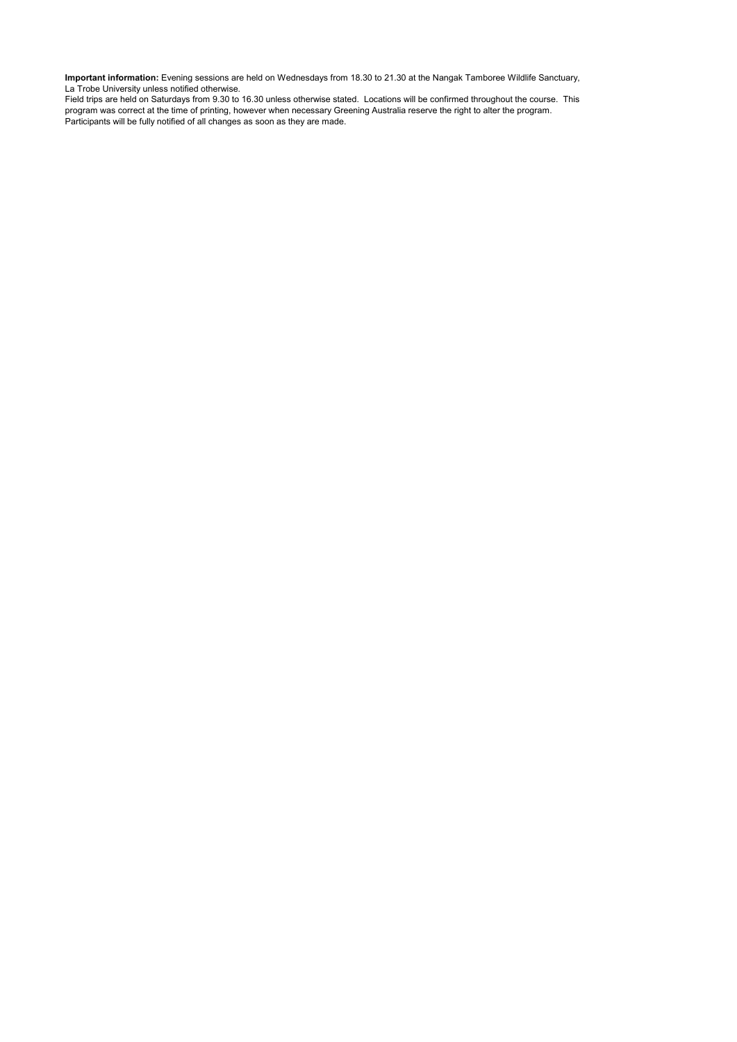**Important information:** Evening sessions are held on Wednesdays from 18.30 to 21.30 at the Nangak Tamboree Wildlife Sanctuary, La Trobe University unless notified otherwise.
Field trips are held on Saturdays from 9.30 to 16.30 unless otherwise stated. Locations will be confirmed throughout the course. This program was correct at the time of printing, however when necessary Greening Australia reserve the right to alter the program. Participants will be fully notified of all changes as soon as they are made.